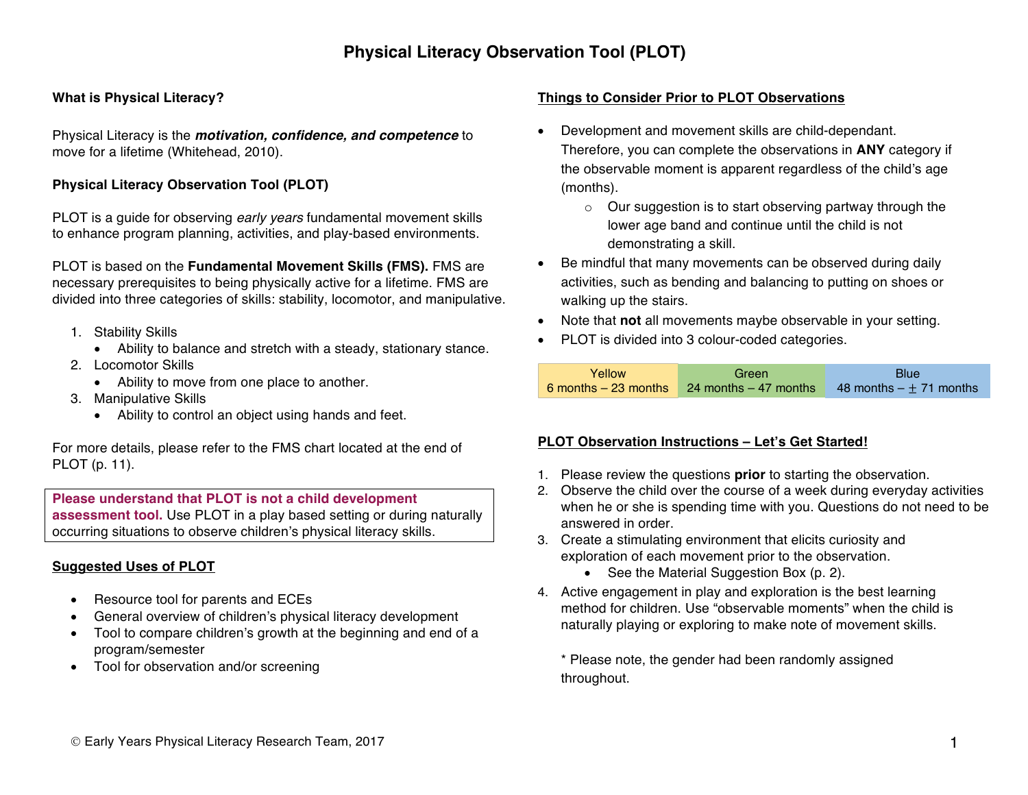# Physical Literacy Observation Tool (PLOT)

**What is Physical Literacy?**

Physical Literacy is the ***motivation, confidence, and competence*** to move for a lifetime (Whitehead, 2010).

**Physical Literacy Observation Tool (PLOT)**

PLOT is a guide for observing *early years* fundamental movement skills to enhance program planning, activities, and play-based environments.

PLOT is based on the **Fundamental Movement Skills (FMS).** FMS are necessary prerequisites to being physically active for a lifetime. FMS are divided into three categories of skills: stability, locomotor, and manipulative.

1. Stability Skills
   - Ability to balance and stretch with a steady, stationary stance.
2. Locomotor Skills
   - Ability to move from one place to another.
3. Manipulative Skills
   - Ability to control an object using hands and feet.

For more details, please refer to the FMS chart located at the end of PLOT (p. 11).

> **Please understand that PLOT is not a child development assessment tool.** Use PLOT in a play based setting or during naturally occurring situations to observe children's physical literacy skills.

**Suggested Uses of PLOT**

- Resource tool for parents and ECEs
- General overview of children's physical literacy development
- Tool to compare children's growth at the beginning and end of a program/semester
- Tool for observation and/or screening

**Things to Consider Prior to PLOT Observations**

- Development and movement skills are child-dependant. Therefore, you can complete the observations in **ANY** category if the observable moment is apparent regardless of the child's age (months).
  - Our suggestion is to start observing partway through the lower age band and continue until the child is not demonstrating a skill.
- Be mindful that many movements can be observed during daily activities, such as bending and balancing to putting on shoes or walking up the stairs.
- Note that **not** all movements maybe observable in your setting.
- PLOT is divided into 3 colour-coded categories.

| Yellow | Green | Blue |
|---|---|---|
| 6 months – 23 months | 24 months – 47 months | 48 months – ± 71 months |

**PLOT Observation Instructions – Let's Get Started!**

1. Please review the questions **prior** to starting the observation.
2. Observe the child over the course of a week during everyday activities when he or she is spending time with you. Questions do not need to be answered in order.
3. Create a stimulating environment that elicits curiosity and exploration of each movement prior to the observation.
   - See the Material Suggestion Box (p. 2).
4. Active engagement in play and exploration is the best learning method for children. Use "observable moments" when the child is naturally playing or exploring to make note of movement skills.

\* Please note, the gender had been randomly assigned throughout.

© Early Years Physical Literacy Research Team, 2017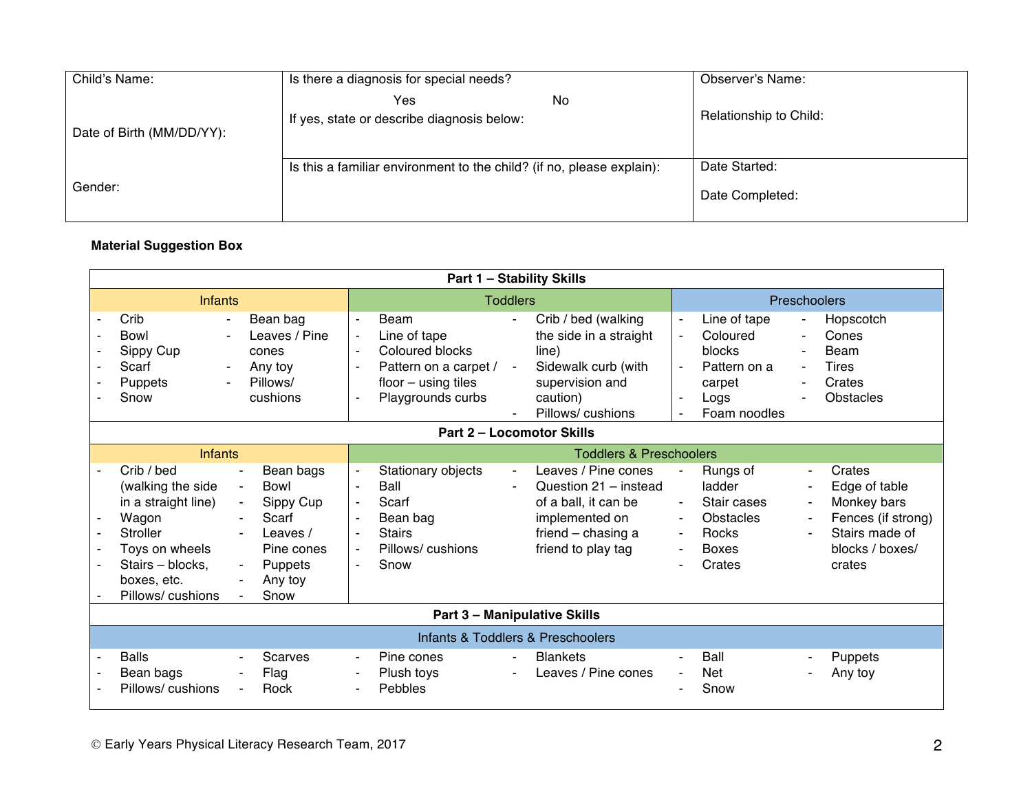| Child's Name:<br><br>Date of Birth (MM/DD/YY):<br><br>Gender: | Is there a diagnosis for special needs?<br>Yes No<br>If yes, state or describe diagnosis below: | Observer's Name:<br><br>Relationship to Child: |
|---|---|---|
| | Is this a familiar environment to the child? (if no, please explain): | Date Started:<br><br>Date Completed: |

**Material Suggestion Box**

| Part 1 – Stability Skills | | |
|---|---|---|
| **Infants** | **Toddlers** | **Preschoolers** |
| - Crib<br>- Bowl<br>- Sippy Cup<br>- Scarf<br>- Puppets<br>- Snow<br>- Bean bag<br>- Leaves / Pine cones<br>- Any toy<br>- Pillows/ cushions | - Beam<br>- Line of tape<br>- Coloured blocks<br>- Pattern on a carpet / floor – using tiles<br>- Playgrounds curbs<br>- Crib / bed (walking the side in a straight line)<br>- Sidewalk curb (with supervision and caution)<br>- Pillows/ cushions | - Line of tape<br>- Coloured blocks<br>- Pattern on a carpet<br>- Logs<br>- Foam noodles<br>- Hopscotch<br>- Cones<br>- Beam<br>- Tires<br>- Crates<br>- Obstacles |

| Part 2 – Locomotor Skills | |
|---|---|
| **Infants** | **Toddlers & Preschoolers** |
| - Crib / bed (walking the side in a straight line)<br>- Wagon<br>- Stroller<br>- Toys on wheels<br>- Stairs – blocks, boxes, etc.<br>- Pillows/ cushions<br>- Bean bags<br>- Bowl<br>- Sippy Cup<br>- Scarf<br>- Leaves / Pine cones<br>- Puppets<br>- Any toy<br>- Snow | - Stationary objects<br>- Ball<br>- Scarf<br>- Bean bag<br>- Stairs<br>- Pillows/ cushions<br>- Snow<br>- Leaves / Pine cones<br>- Question 21 – instead of a ball, it can be implemented on friend – chasing a friend to play tag<br>- Rungs of ladder<br>- Stair cases<br>- Obstacles<br>- Rocks<br>- Boxes<br>- Crates<br>- Crates<br>- Edge of table<br>- Monkey bars<br>- Fences (if strong)<br>- Stairs made of blocks / boxes/ crates |

| Part 3 – Manipulative Skills |
|---|
| **Infants & Toddlers & Preschoolers** |
| - Balls<br>- Bean bags<br>- Pillows/ cushions<br>- Scarves<br>- Flag<br>- Rock<br>- Pine cones<br>- Plush toys<br>- Pebbles<br>- Blankets<br>- Leaves / Pine cones<br>- Ball<br>- Net<br>- Snow<br>- Puppets<br>- Any toy |

© Early Years Physical Literacy Research Team, 2017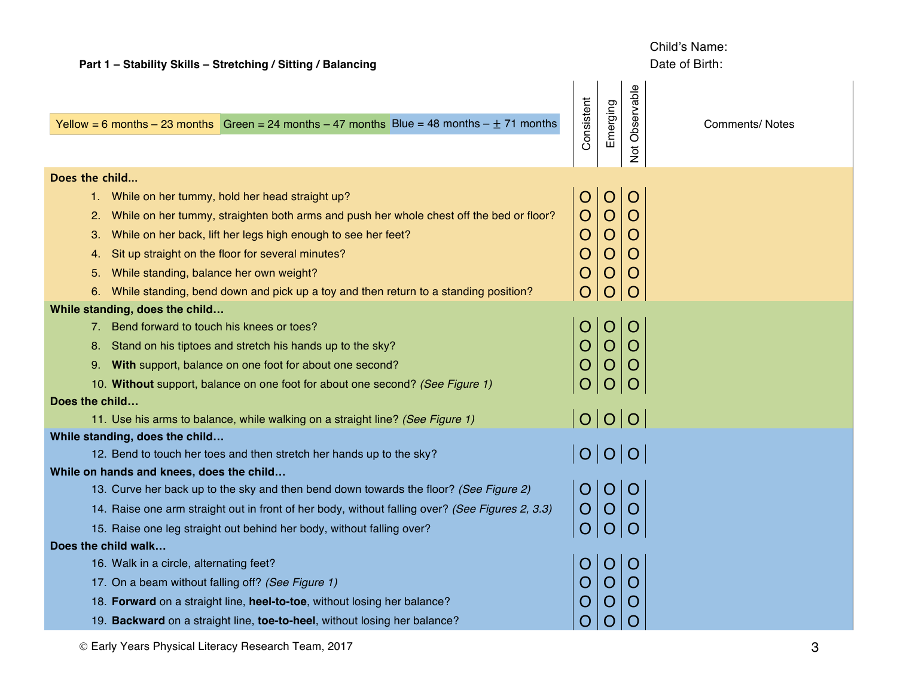Child's Name:
Date of Birth:

**Part 1 – Stability Skills – Stretching / Sitting / Balancing**

Yellow = 6 months – 23 months | Green = 24 months – 47 months | Blue = 48 months – ± 71 months

| | Consistent | Emerging | Not Observable | Comments/ Notes |
|---|---|---|---|---|
| **Does the child…** | | | | |
| 1. While on her tummy, hold her head straight up? | O | O | O | |
| 2. While on her tummy, straighten both arms and push her whole chest off the bed or floor? | O | O | O | |
| 3. While on her back, lift her legs high enough to see her feet? | O | O | O | |
| 4. Sit up straight on the floor for several minutes? | O | O | O | |
| 5. While standing, balance her own weight? | O | O | O | |
| 6. While standing, bend down and pick up a toy and then return to a standing position? | O | O | O | |
| **While standing, does the child…** | | | | |
| 7. Bend forward to touch his knees or toes? | O | O | O | |
| 8. Stand on his tiptoes and stretch his hands up to the sky? | O | O | O | |
| 9. **With** support, balance on one foot for about one second? | O | O | O | |
| 10. **Without** support, balance on one foot for about one second? *(See Figure 1)* | O | O | O | |
| **Does the child…** | | | | |
| 11. Use his arms to balance, while walking on a straight line? *(See Figure 1)* | O | O | O | |
| **While standing, does the child…** | | | | |
| 12. Bend to touch her toes and then stretch her hands up to the sky? | O | O | O | |
| **While on hands and knees, does the child…** | | | | |
| 13. Curve her back up to the sky and then bend down towards the floor? *(See Figure 2)* | O | O | O | |
| 14. Raise one arm straight out in front of her body, without falling over? *(See Figures 2, 3.3)* | O | O | O | |
| 15. Raise one leg straight out behind her body, without falling over? | O | O | O | |
| **Does the child walk…** | | | | |
| 16. Walk in a circle, alternating feet? | O | O | O | |
| 17. On a beam without falling off? *(See Figure 1)* | O | O | O | |
| 18. **Forward** on a straight line, **heel-to-toe**, without losing her balance? | O | O | O | |
| 19. **Backward** on a straight line, **toe-to-heel**, without losing her balance? | O | O | O | |

© Early Years Physical Literacy Research Team, 2017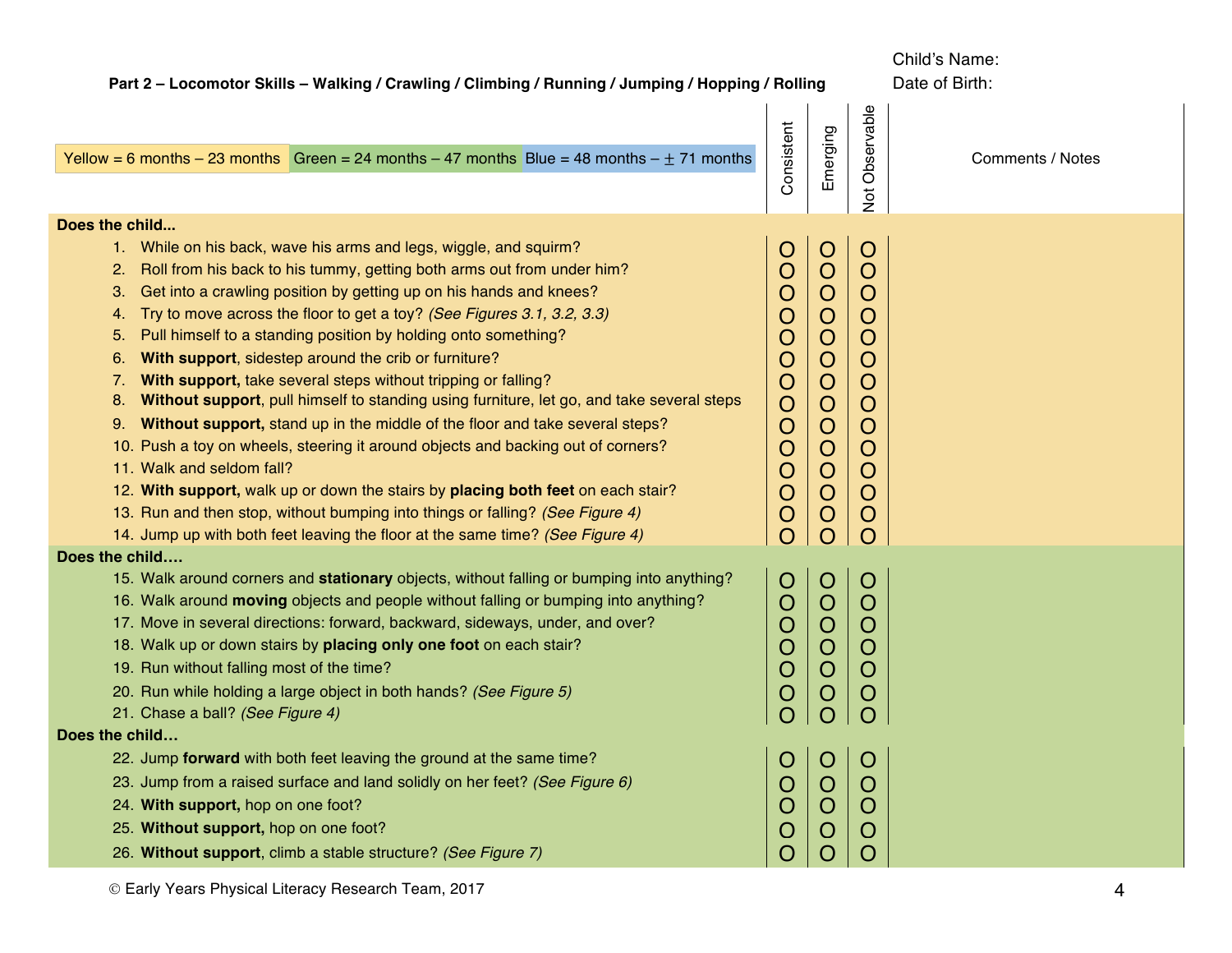Child's Name:
Date of Birth:

## Part 2 – Locomotor Skills – Walking / Crawling / Climbing / Running / Jumping / Hopping / Rolling

Yellow = 6 months – 23 months | Green = 24 months – 47 months | Blue = 48 months – ± 71 months

| Does the child... | Consistent | Emerging | Not Observable | Comments / Notes |
|---|---|---|---|---|
| 1. While on his back, wave his arms and legs, wiggle, and squirm? | O | O | O | |
| 2. Roll from his back to his tummy, getting both arms out from under him? | O | O | O | |
| 3. Get into a crawling position by getting up on his hands and knees? | O | O | O | |
| 4. Try to move across the floor to get a toy? *(See Figures 3.1, 3.2, 3.3)* | O | O | O | |
| 5. Pull himself to a standing position by holding onto something? | O | O | O | |
| 6. **With support**, sidestep around the crib or furniture? | O | O | O | |
| 7. **With support,** take several steps without tripping or falling? | O | O | O | |
| 8. **Without support**, pull himself to standing using furniture, let go, and take several steps | O | O | O | |
| 9. **Without support,** stand up in the middle of the floor and take several steps? | O | O | O | |
| 10. Push a toy on wheels, steering it around objects and backing out of corners? | O | O | O | |
| 11. Walk and seldom fall? | O | O | O | |
| 12. **With support,** walk up or down the stairs by **placing both feet** on each stair? | O | O | O | |
| 13. Run and then stop, without bumping into things or falling? *(See Figure 4)* | O | O | O | |
| 14. Jump up with both feet leaving the floor at the same time? *(See Figure 4)* | O | O | O | |
| **Does the child….** | | | | |
| 15. Walk around corners and **stationary** objects, without falling or bumping into anything? | O | O | O | |
| 16. Walk around **moving** objects and people without falling or bumping into anything? | O | O | O | |
| 17. Move in several directions: forward, backward, sideways, under, and over? | O | O | O | |
| 18. Walk up or down stairs by **placing only one foot** on each stair? | O | O | O | |
| 19. Run without falling most of the time? | O | O | O | |
| 20. Run while holding a large object in both hands? *(See Figure 5)* | O | O | O | |
| 21. Chase a ball? *(See Figure 4)* | O | O | O | |
| **Does the child…** | | | | |
| 22. Jump **forward** with both feet leaving the ground at the same time? | O | O | O | |
| 23. Jump from a raised surface and land solidly on her feet? *(See Figure 6)* | O | O | O | |
| 24. **With support,** hop on one foot? | O | O | O | |
| 25. **Without support,** hop on one foot? | O | O | O | |
| 26. **Without support**, climb a stable structure? *(See Figure 7)* | O | O | O | |

© Early Years Physical Literacy Research Team, 2017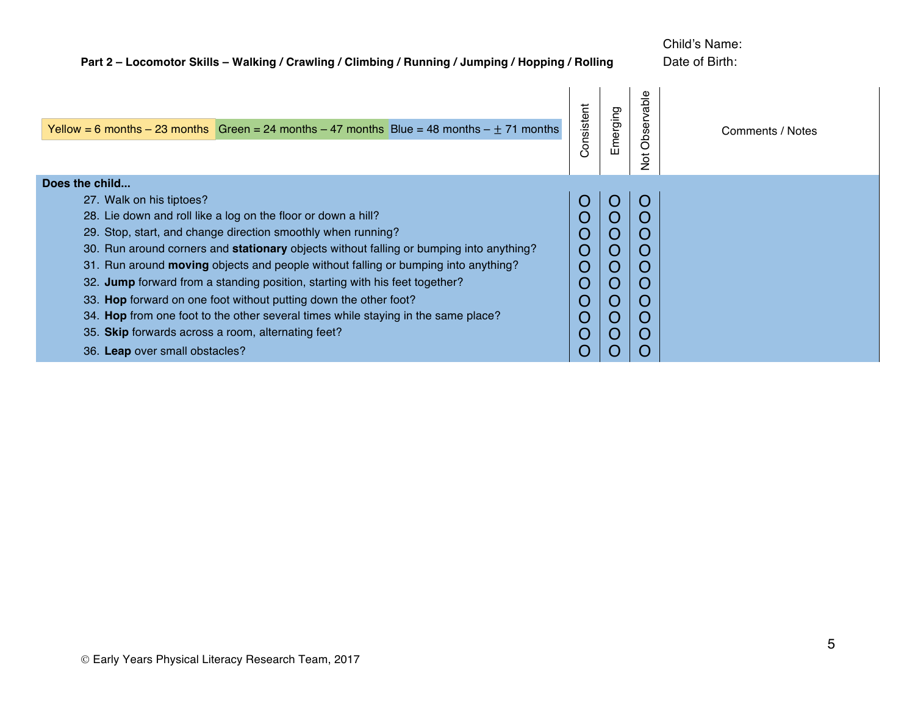Child's Name:
Date of Birth:

**Part 2 – Locomotor Skills – Walking / Crawling / Climbing / Running / Jumping / Hopping / Rolling**

| Yellow = 6 months – 23 months | Green = 24 months – 47 months | Blue = 48 months – ± 71 months | Consistent | Emerging | Not Observable | Comments / Notes |
|---|---|---|---|---|---|---|
| **Does the child...** | | | | | | |
| 27. Walk on his tiptoes? | | | O | O | O | |
| 28. Lie down and roll like a log on the floor or down a hill? | | | O | O | O | |
| 29. Stop, start, and change direction smoothly when running? | | | O | O | O | |
| 30. Run around corners and **stationary** objects without falling or bumping into anything? | | | O | O | O | |
| 31. Run around **moving** objects and people without falling or bumping into anything? | | | O | O | O | |
| 32. **Jump** forward from a standing position, starting with his feet together? | | | O | O | O | |
| 33. **Hop** forward on one foot without putting down the other foot? | | | O | O | O | |
| 34. **Hop** from one foot to the other several times while staying in the same place? | | | O | O | O | |
| 35. **Skip** forwards across a room, alternating feet? | | | O | O | O | |
| 36. **Leap** over small obstacles? | | | O | O | O | |

© Early Years Physical Literacy Research Team, 2017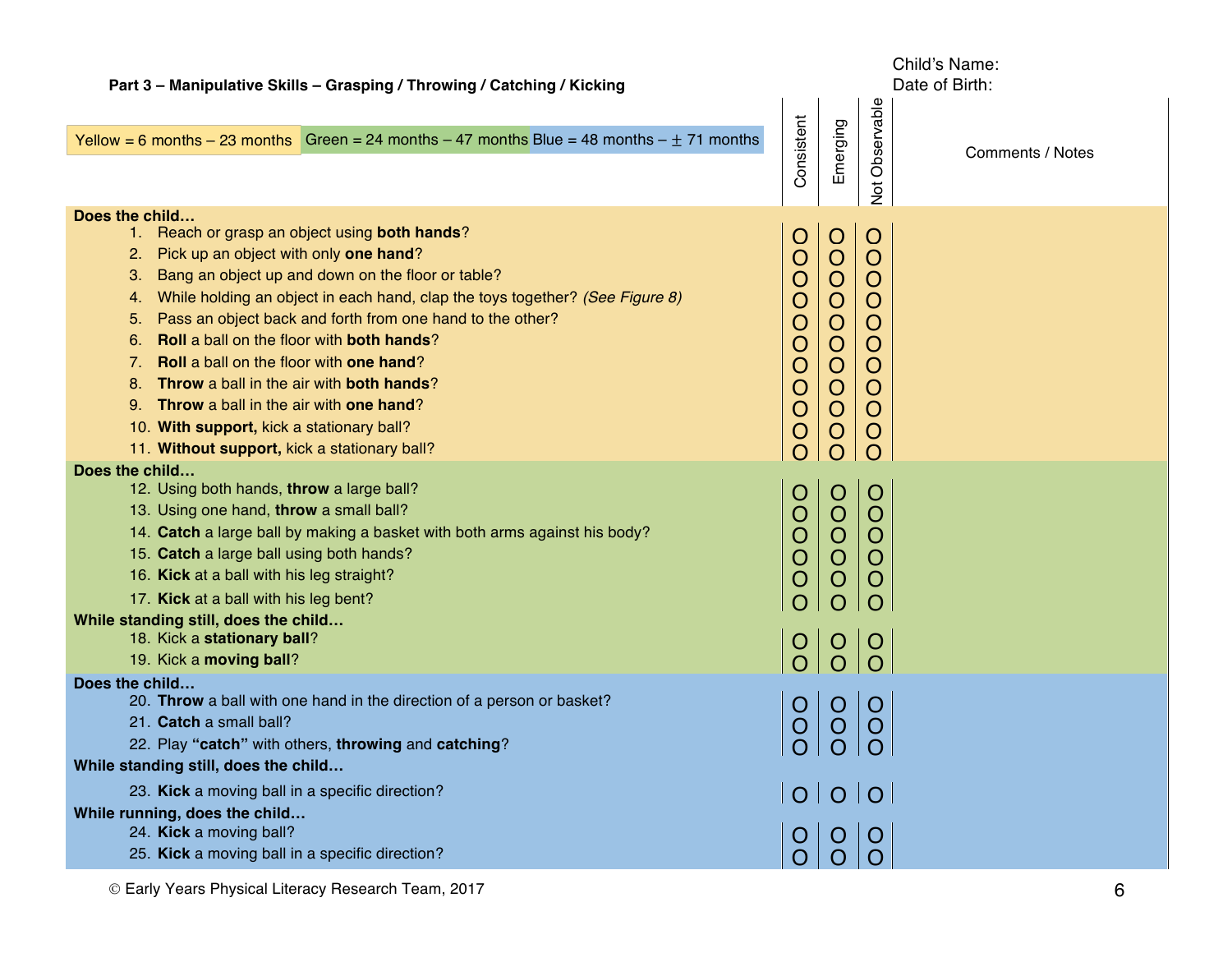**Part 3 – Manipulative Skills – Grasping / Throwing / Catching / Kicking**

Child's Name:
Date of Birth:

Yellow = 6 months – 23 months | Green = 24 months – 47 months | Blue = 48 months – ± 71 months

| | Consistent | Emerging | Not Observable | Comments / Notes |
|---|---|---|---|---|
| **Does the child…** | | | | |
| 1. Reach or grasp an object using **both hands**? | O | O | O | |
| 2. Pick up an object with only **one hand**? | O | O | O | |
| 3. Bang an object up and down on the floor or table? | O | O | O | |
| 4. While holding an object in each hand, clap the toys together? *(See Figure 8)* | O | O | O | |
| 5. Pass an object back and forth from one hand to the other? | O | O | O | |
| 6. **Roll** a ball on the floor with **both hands**? | O | O | O | |
| 7. **Roll** a ball on the floor with **one hand**? | O | O | O | |
| 8. **Throw** a ball in the air with **both hands**? | O | O | O | |
| 9. **Throw** a ball in the air with **one hand**? | O | O | O | |
| 10. **With support,** kick a stationary ball? | O | O | O | |
| 11. **Without support,** kick a stationary ball? | O | O | O | |
| **Does the child…** | | | | |
| 12. Using both hands, **throw** a large ball? | O | O | O | |
| 13. Using one hand, **throw** a small ball? | O | O | O | |
| 14. **Catch** a large ball by making a basket with both arms against his body? | O | O | O | |
| 15. **Catch** a large ball using both hands? | O | O | O | |
| 16. **Kick** at a ball with his leg straight? | O | O | O | |
| 17. **Kick** at a ball with his leg bent? | O | O | O | |
| **While standing still, does the child…** | | | | |
| 18. Kick a **stationary ball**? | O | O | O | |
| 19. Kick a **moving ball**? | O | O | O | |
| **Does the child…** | | | | |
| 20. **Throw** a ball with one hand in the direction of a person or basket? | O | O | O | |
| 21. **Catch** a small ball? | O | O | O | |
| 22. Play **"catch"** with others, **throwing** and **catching**? | O | O | O | |
| **While standing still, does the child…** | | | | |
| 23. **Kick** a moving ball in a specific direction? | O | O | O | |
| **While running, does the child…** | | | | |
| 24. **Kick** a moving ball? | O | O | O | |
| 25. **Kick** a moving ball in a specific direction? | O | O | O | |

© Early Years Physical Literacy Research Team, 2017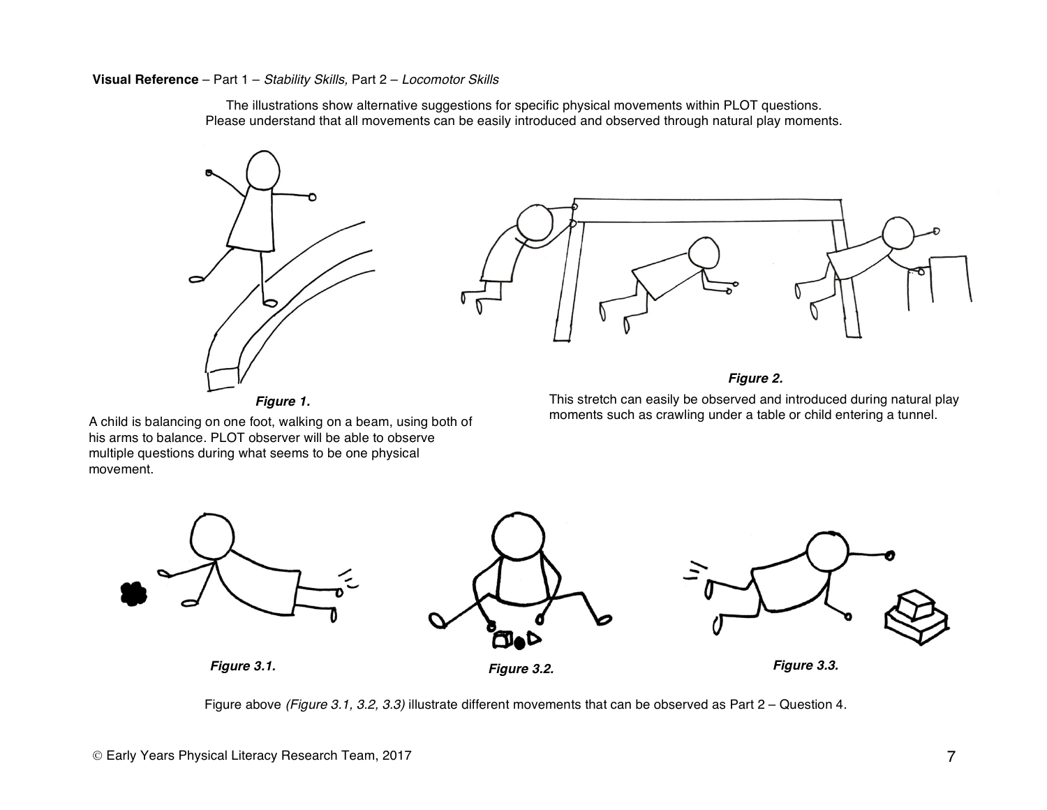**Visual Reference** – Part 1 – *Stability Skills,* Part 2 – *Locomotor Skills*

The illustrations show alternative suggestions for specific physical movements within PLOT questions. Please understand that all movements can be easily introduced and observed through natural play moments.

***Figure 1.***

A child is balancing on one foot, walking on a beam, using both of his arms to balance. PLOT observer will be able to observe multiple questions during what seems to be one physical movement.

***Figure 2.***

This stretch can easily be observed and introduced during natural play moments such as crawling under a table or child entering a tunnel.

***Figure 3.1.***

***Figure 3.2.***

***Figure 3.3.***

Figure above *(Figure 3.1, 3.2, 3.3)* illustrate different movements that can be observed as Part 2 – Question 4.

© Early Years Physical Literacy Research Team, 2017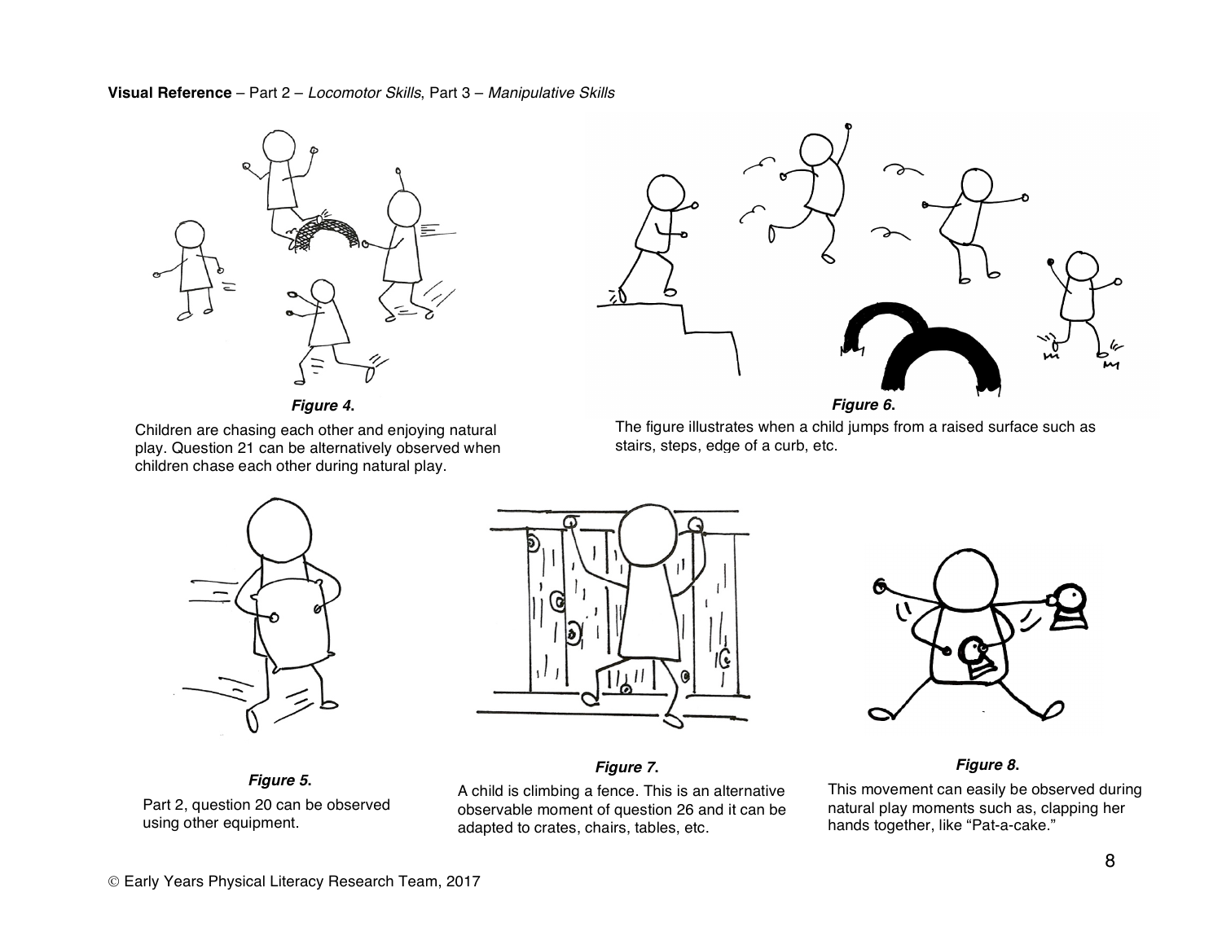**Visual Reference** – Part 2 – *Locomotor Skills*, Part 3 – *Manipulative Skills*

***Figure 4.***

Children are chasing each other and enjoying natural play. Question 21 can be alternatively observed when children chase each other during natural play.

***Figure 6.***

The figure illustrates when a child jumps from a raised surface such as stairs, steps, edge of a curb, etc.

***Figure 5.***

Part 2, question 20 can be observed using other equipment.

***Figure 7.***

A child is climbing a fence. This is an alternative observable moment of question 26 and it can be adapted to crates, chairs, tables, etc.

***Figure 8.***

This movement can easily be observed during natural play moments such as, clapping her hands together, like "Pat-a-cake."

© Early Years Physical Literacy Research Team, 2017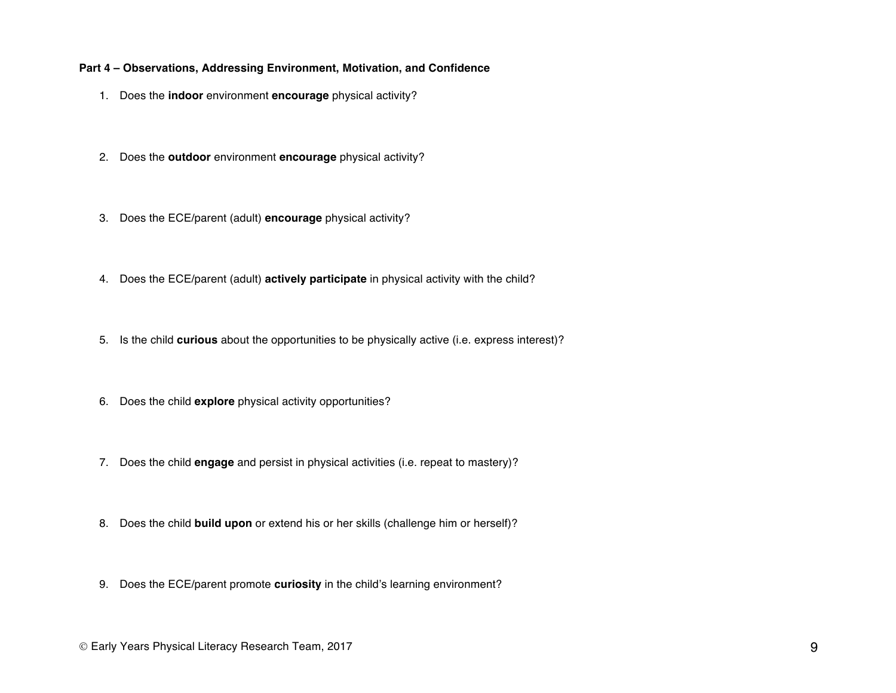**Part 4 – Observations, Addressing Environment, Motivation, and Confidence**

1. Does the **indoor** environment **encourage** physical activity?

2. Does the **outdoor** environment **encourage** physical activity?

3. Does the ECE/parent (adult) **encourage** physical activity?

4. Does the ECE/parent (adult) **actively participate** in physical activity with the child?

5. Is the child **curious** about the opportunities to be physically active (i.e. express interest)?

6. Does the child **explore** physical activity opportunities?

7. Does the child **engage** and persist in physical activities (i.e. repeat to mastery)?

8. Does the child **build upon** or extend his or her skills (challenge him or herself)?

9. Does the ECE/parent promote **curiosity** in the child's learning environment?

© Early Years Physical Literacy Research Team, 2017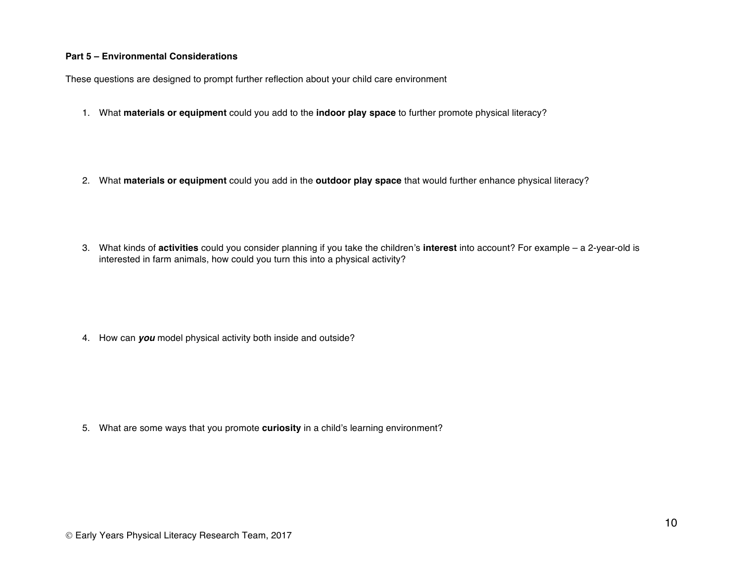**Part 5 – Environmental Considerations**

These questions are designed to prompt further reflection about your child care environment

1. What **materials or equipment** could you add to the **indoor play space** to further promote physical literacy?

2. What **materials or equipment** could you add in the **outdoor play space** that would further enhance physical literacy?

3. What kinds of **activities** could you consider planning if you take the children's **interest** into account? For example – a 2-year-old is interested in farm animals, how could you turn this into a physical activity?

4. How can ***you*** model physical activity both inside and outside?

5. What are some ways that you promote **curiosity** in a child's learning environment?

© Early Years Physical Literacy Research Team, 2017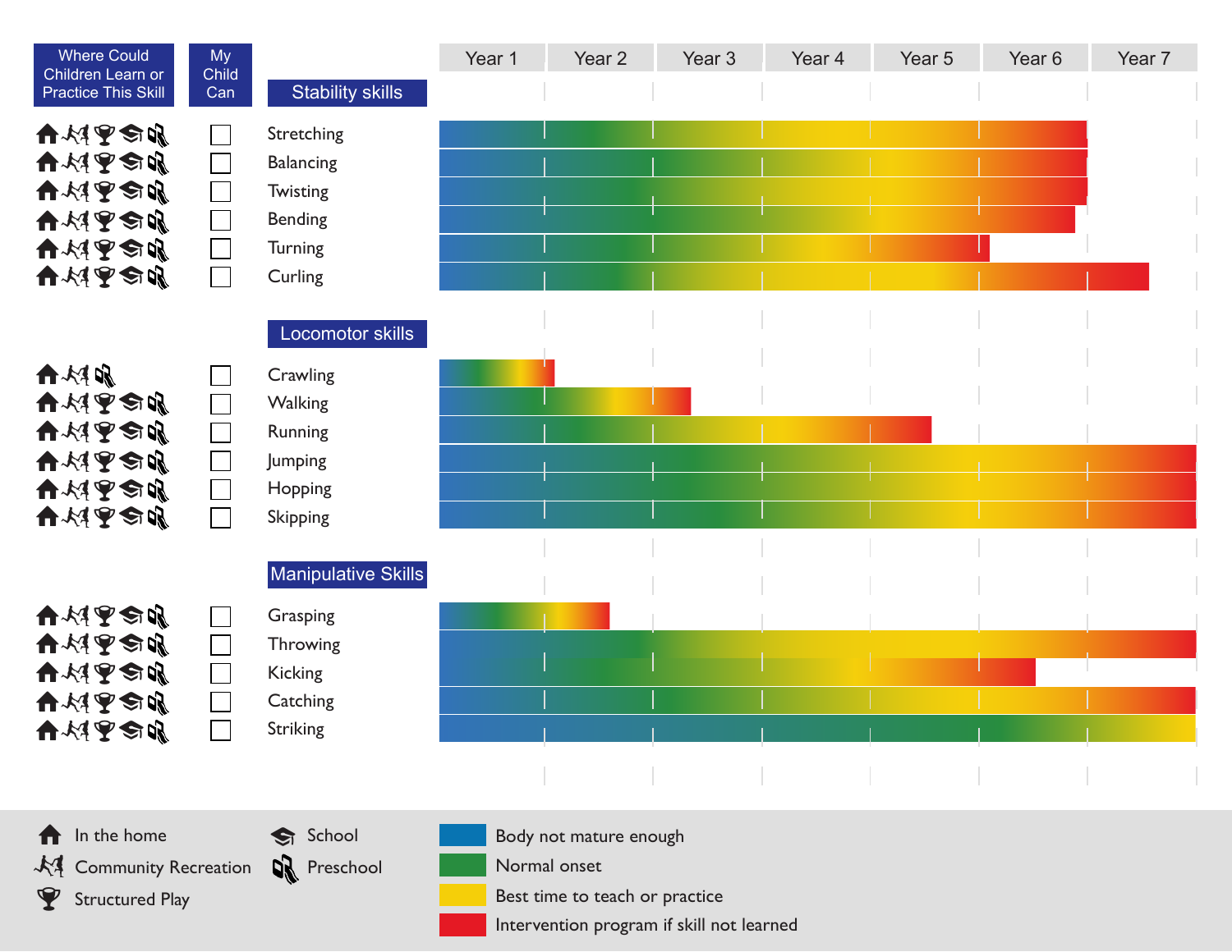Where Could Children Learn or Practice This Skill

My Child Can

Year 1 Year 2 Year 3 Year 4 Year 5 Year 6 Year 7

## Stability skills

- Stretching
- Balancing
- Twisting
- Bending
- Turning
- Curling

## Locomotor skills

- Crawling
- Walking
- Running
- Jumping
- Hopping
- Skipping

## Manipulative Skills

- Grasping
- Throwing
- Kicking
- Catching
- Striking

In the home

Community Recreation

Structured Play

School

Preschool

Body not mature enough

Normal onset

Best time to teach or practice

Intervention program if skill not learned